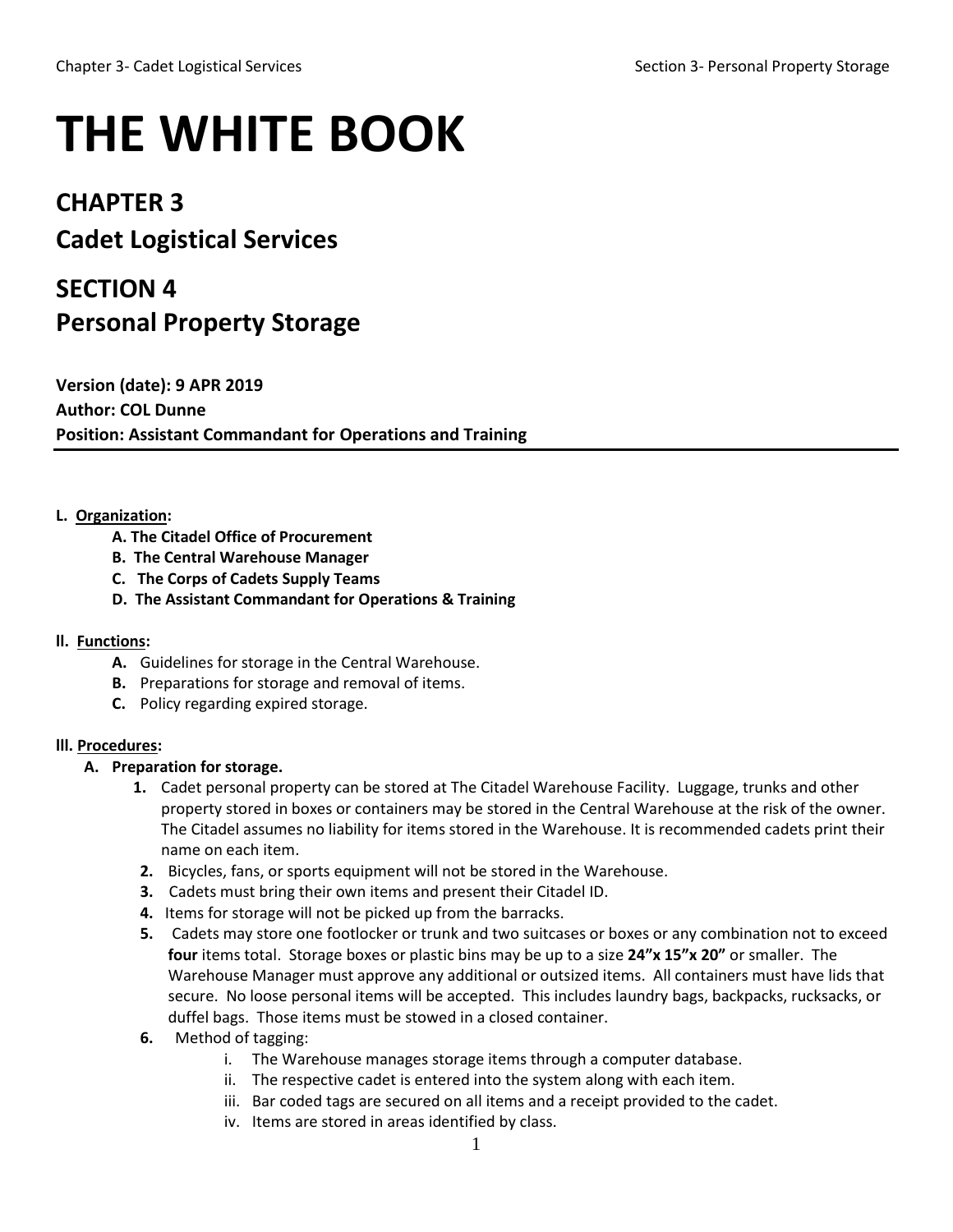# THE WHITE BOOK

## CHAPTER 3
## Cadet Logistical Services

## SECTION 4
## Personal Property Storage

**Version (date): 9 APR 2019**
**Author: COL Dunne**
**Position: Assistant Commandant for Operations and Training**

---

**I. Organization:**

- **A. The Citadel Office of Procurement**
- **B. The Central Warehouse Manager**
- **C. The Corps of Cadets Supply Teams**
- **D. The Assistant Commandant for Operations & Training**

**II. Functions:**

- **A.** Guidelines for storage in the Central Warehouse.
- **B.** Preparations for storage and removal of items.
- **C.** Policy regarding expired storage.

**III. Procedures:**

**A. Preparation for storage.**

1. Cadet personal property can be stored at The Citadel Warehouse Facility. Luggage, trunks and other property stored in boxes or containers may be stored in the Central Warehouse at the risk of the owner. The Citadel assumes no liability for items stored in the Warehouse. It is recommended cadets print their name on each item.
2. Bicycles, fans, or sports equipment will not be stored in the Warehouse.
3. Cadets must bring their own items and present their Citadel ID.
4. Items for storage will not be picked up from the barracks.
5. Cadets may store one footlocker or trunk and two suitcases or boxes or any combination not to exceed **four** items total. Storage boxes or plastic bins may be up to a size **24"x 15"x 20"** or smaller. The Warehouse Manager must approve any additional or outsized items. All containers must have lids that secure. No loose personal items will be accepted. This includes laundry bags, backpacks, rucksacks, or duffel bags. Those items must be stowed in a closed container.
6. Method of tagging:
   - i. The Warehouse manages storage items through a computer database.
   - ii. The respective cadet is entered into the system along with each item.
   - iii. Bar coded tags are secured on all items and a receipt provided to the cadet.
   - iv. Items are stored in areas identified by class.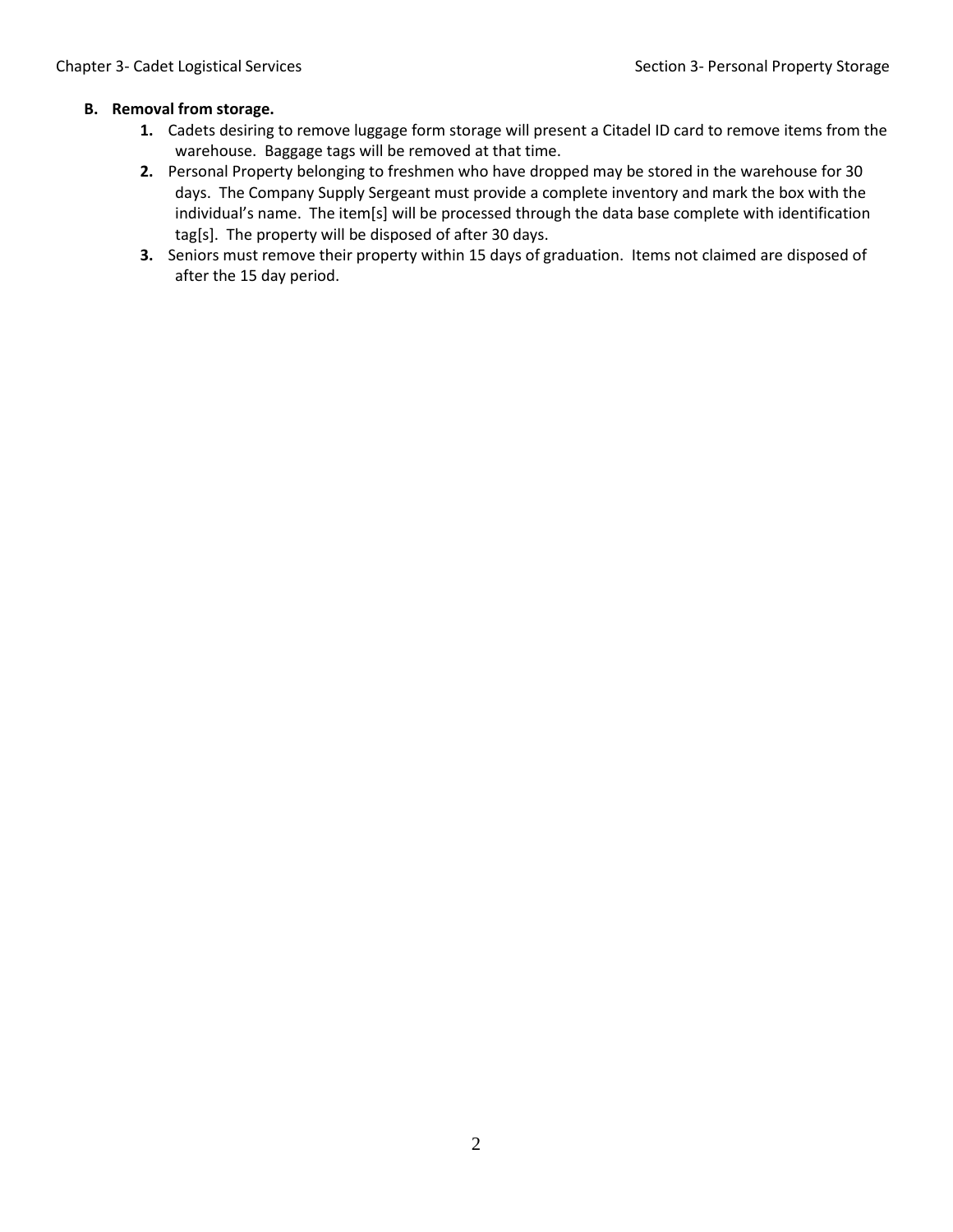**B. Removal from storage.**

1. Cadets desiring to remove luggage form storage will present a Citadel ID card to remove items from the warehouse. Baggage tags will be removed at that time.
2. Personal Property belonging to freshmen who have dropped may be stored in the warehouse for 30 days. The Company Supply Sergeant must provide a complete inventory and mark the box with the individual's name. The item[s] will be processed through the data base complete with identification tag[s]. The property will be disposed of after 30 days.
3. Seniors must remove their property within 15 days of graduation. Items not claimed are disposed of after the 15 day period.